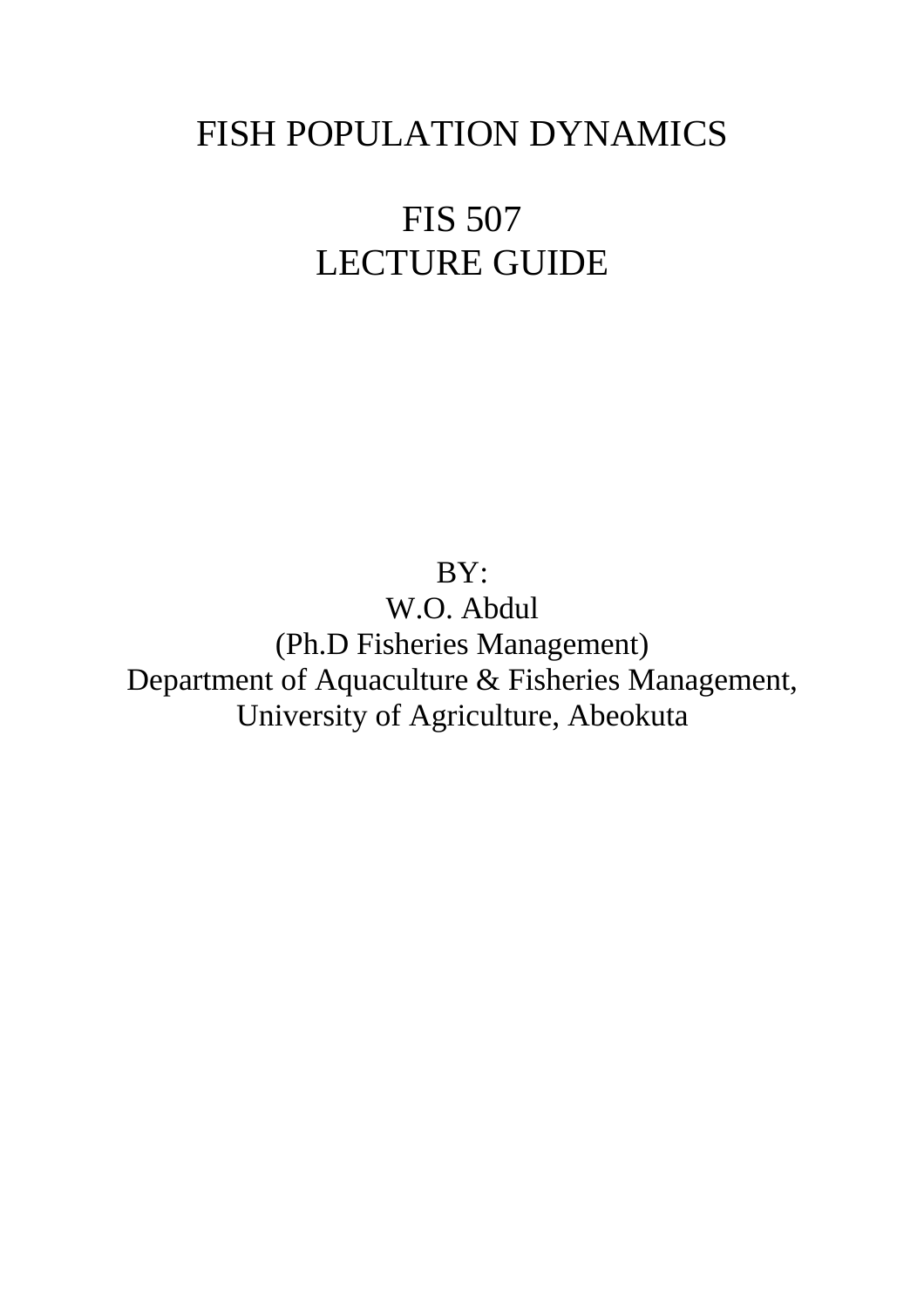# FISH POPULATION DYNAMICS

# FIS 507
# LECTURE GUIDE

BY:
W.O. Abdul
(Ph.D Fisheries Management)
Department of Aquaculture & Fisheries Management,
University of Agriculture, Abeokuta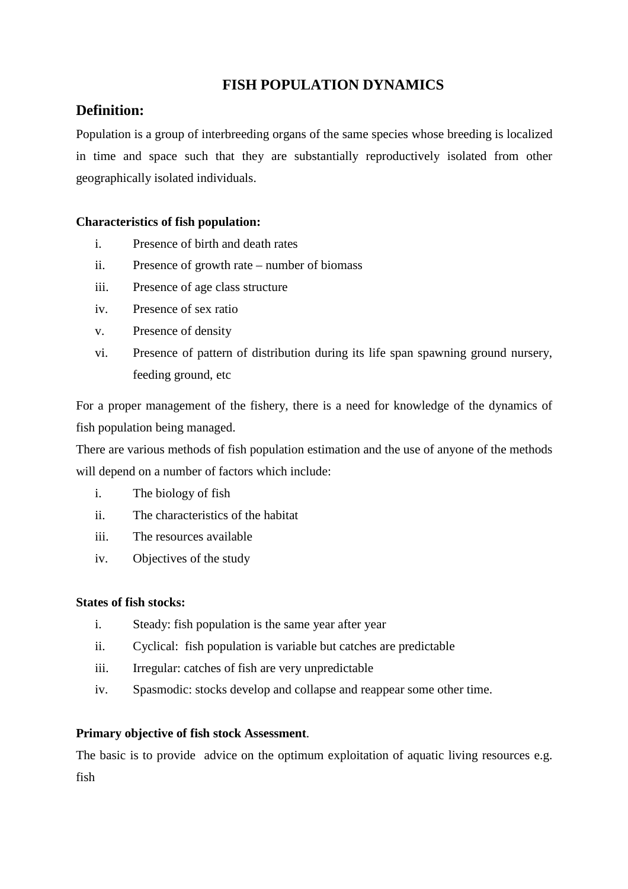# FISH POPULATION DYNAMICS

## Definition:

Population is a group of interbreeding organs of the same species whose breeding is localized in time and space such that they are substantially reproductively isolated from other geographically isolated individuals.

**Characteristics of fish population:**

i. Presence of birth and death rates
ii. Presence of growth rate – number of biomass
iii. Presence of age class structure
iv. Presence of sex ratio
v. Presence of density
vi. Presence of pattern of distribution during its life span spawning ground nursery, feeding ground, etc

For a proper management of the fishery, there is a need for knowledge of the dynamics of fish population being managed.
There are various methods of fish population estimation and the use of anyone of the methods will depend on a number of factors which include:

i. The biology of fish
ii. The characteristics of the habitat
iii. The resources available
iv. Objectives of the study

**States of fish stocks:**

i. Steady: fish population is the same year after year
ii. Cyclical: fish population is variable but catches are predictable
iii. Irregular: catches of fish are very unpredictable
iv. Spasmodic: stocks develop and collapse and reappear some other time.

**Primary objective of fish stock Assessment**.
The basic is to provide advice on the optimum exploitation of aquatic living resources e.g. fish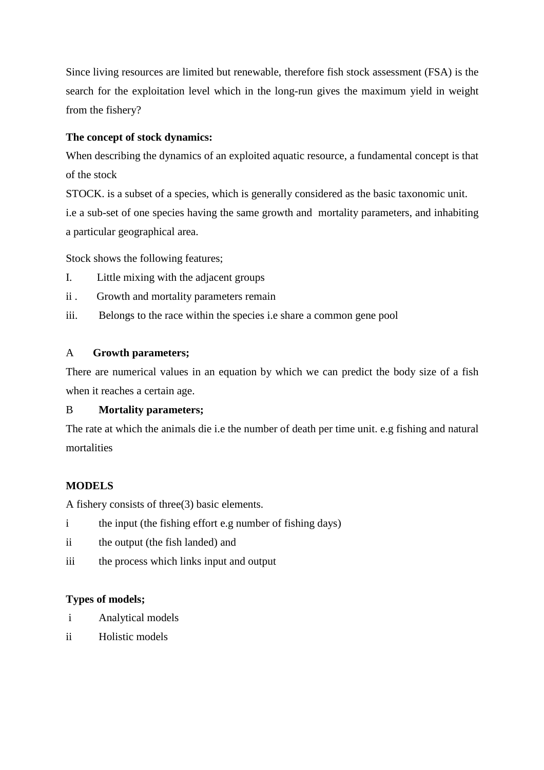Since living resources are limited but renewable, therefore fish stock assessment (FSA) is the search for the exploitation level which in the long-run gives the maximum yield in weight from the fishery?

**The concept of stock dynamics:**

When describing the dynamics of an exploited aquatic resource, a fundamental concept is that of the stock

STOCK. is a subset of a species, which is generally considered as the basic taxonomic unit. i.e a sub-set of one species having the same growth and mortality parameters, and inhabiting a particular geographical area.

Stock shows the following features;

I. Little mixing with the adjacent groups

ii . Growth and mortality parameters remain

iii. Belongs to the race within the species i.e share a common gene pool

A **Growth parameters;**

There are numerical values in an equation by which we can predict the body size of a fish when it reaches a certain age.

B **Mortality parameters;**

The rate at which the animals die i.e the number of death per time unit. e.g fishing and natural mortalities

**MODELS**

A fishery consists of three(3) basic elements.

i the input (the fishing effort e.g number of fishing days)

ii the output (the fish landed) and

iii the process which links input and output

**Types of models;**

i Analytical models

ii Holistic models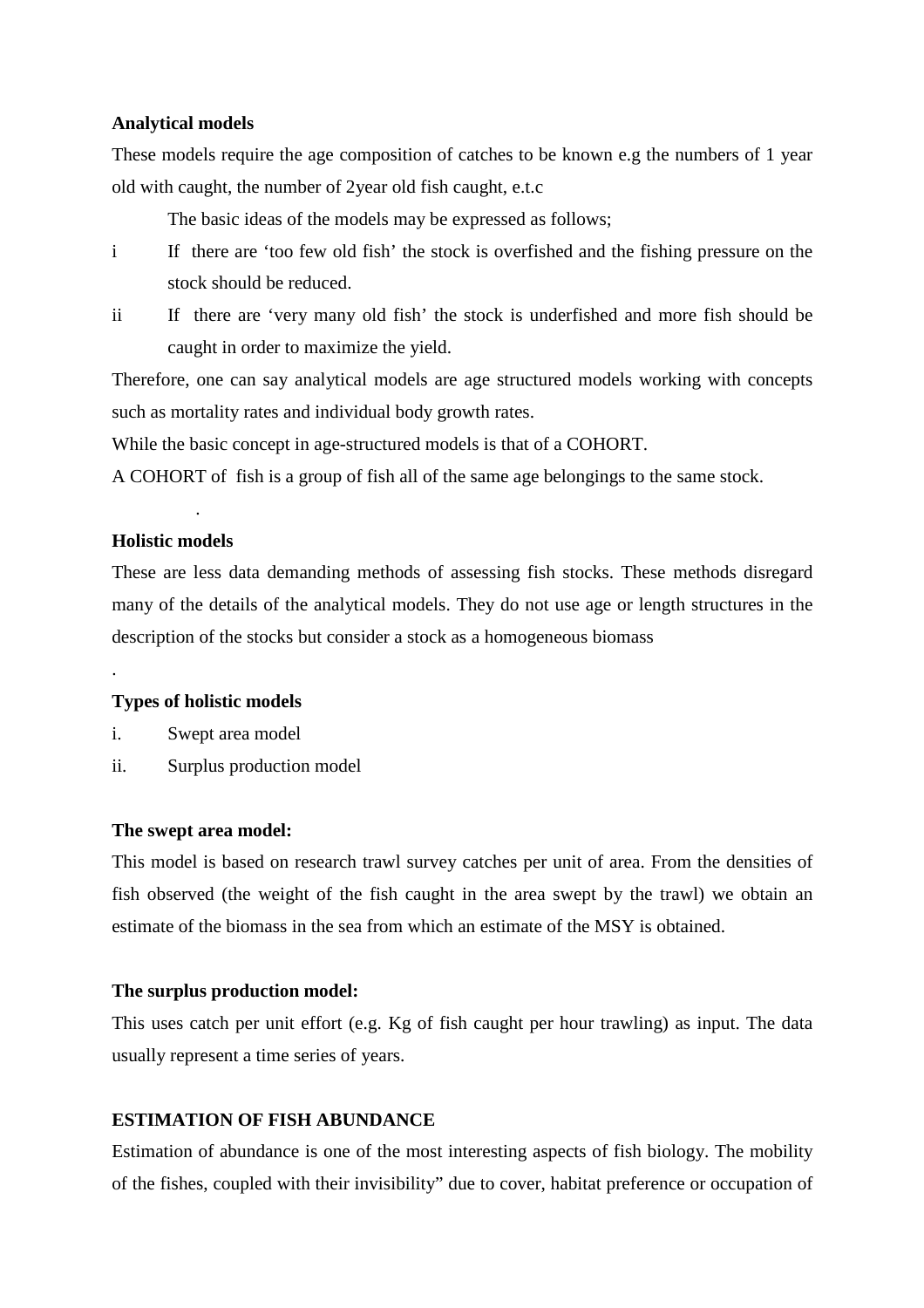**Analytical models**

These models require the age composition of catches to be known e.g the numbers of 1 year old with caught, the number of 2year old fish caught, e.t.c

The basic ideas of the models may be expressed as follows;

i If there are 'too few old fish' the stock is overfished and the fishing pressure on the stock should be reduced.

ii If there are 'very many old fish' the stock is underfished and more fish should be caught in order to maximize the yield.

Therefore, one can say analytical models are age structured models working with concepts such as mortality rates and individual body growth rates.

While the basic concept in age-structured models is that of a COHORT.

A COHORT of fish is a group of fish all of the same age belongings to the same stock.

.

**Holistic models**

These are less data demanding methods of assessing fish stocks. These methods disregard many of the details of the analytical models. They do not use age or length structures in the description of the stocks but consider a stock as a homogeneous biomass

.

**Types of holistic models**

i. Swept area model

ii. Surplus production model

**The swept area model:**

This model is based on research trawl survey catches per unit of area. From the densities of fish observed (the weight of the fish caught in the area swept by the trawl) we obtain an estimate of the biomass in the sea from which an estimate of the MSY is obtained.

**The surplus production model:**

This uses catch per unit effort (e.g. Kg of fish caught per hour trawling) as input. The data usually represent a time series of years.

**ESTIMATION OF FISH ABUNDANCE**

Estimation of abundance is one of the most interesting aspects of fish biology. The mobility of the fishes, coupled with their invisibility" due to cover, habitat preference or occupation of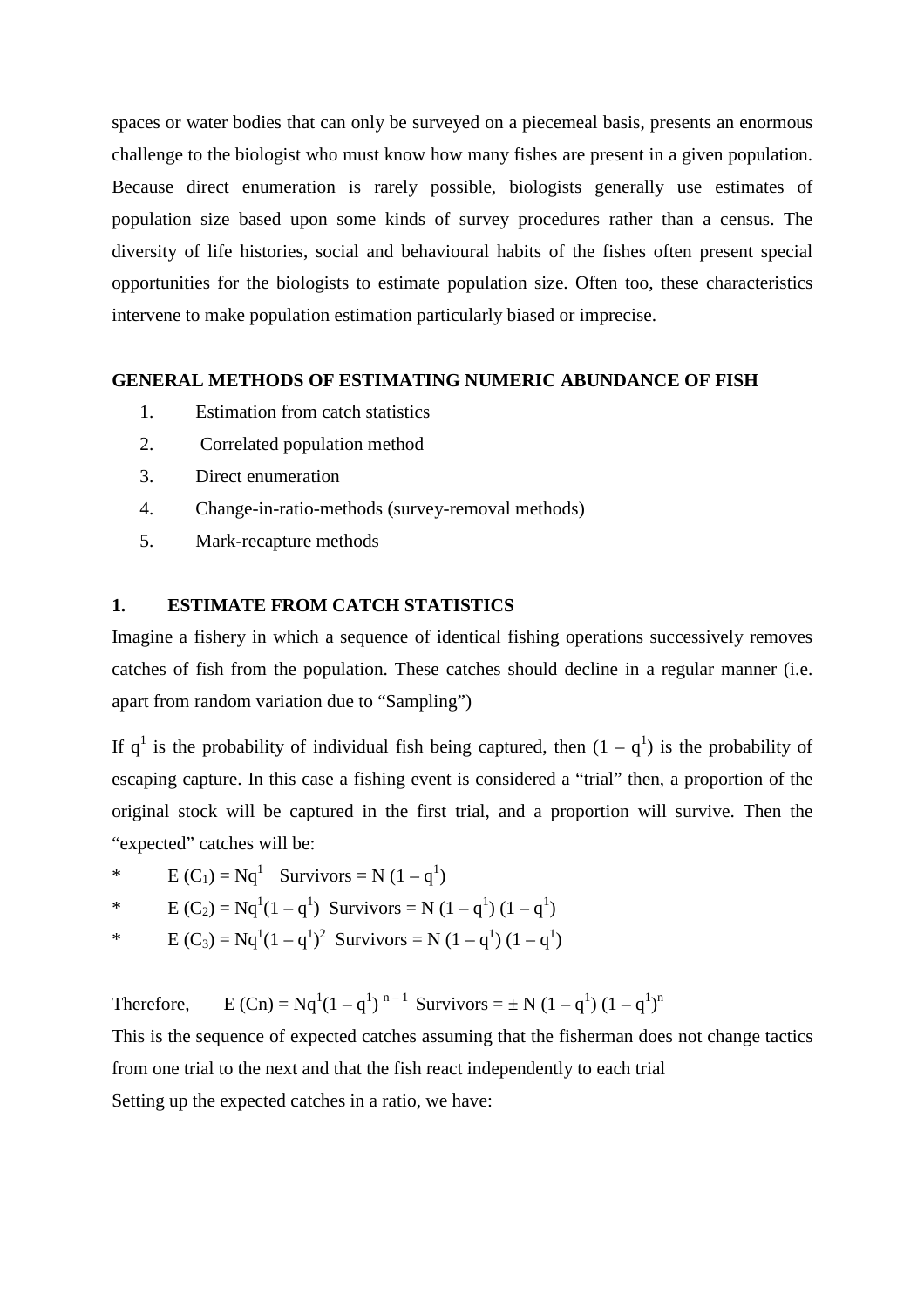spaces or water bodies that can only be surveyed on a piecemeal basis, presents an enormous challenge to the biologist who must know how many fishes are present in a given population. Because direct enumeration is rarely possible, biologists generally use estimates of population size based upon some kinds of survey procedures rather than a census. The diversity of life histories, social and behavioural habits of the fishes often present special opportunities for the biologists to estimate population size. Often too, these characteristics intervene to make population estimation particularly biased or imprecise.

## GENERAL METHODS OF ESTIMATING NUMERIC ABUNDANCE OF FISH

1. Estimation from catch statistics
2. Correlated population method
3. Direct enumeration
4. Change-in-ratio-methods (survey-removal methods)
5. Mark-recapture methods

## 1. ESTIMATE FROM CATCH STATISTICS

Imagine a fishery in which a sequence of identical fishing operations successively removes catches of fish from the population. These catches should decline in a regular manner (i.e. apart from random variation due to "Sampling")

If $q^1$ is the probability of individual fish being captured, then $(1 – q^1)$ is the probability of escaping capture. In this case a fishing event is considered a "trial" then, a proportion of the original stock will be captured in the first trial, and a proportion will survive. Then the "expected" catches will be:

* $E(C_1) = Nq^1$ Survivors $= N(1 – q^1)$
* $E(C_2) = Nq^1(1 – q^1)$ Survivors $= N(1 – q^1)(1 – q^1)$
* $E(C_3) = Nq^1(1 – q^1)^2$ Survivors $= N(1 – q^1)(1 – q^1)$

Therefore, $E(Cn) = Nq^1(1 – q^1)^{n-1}$ Survivors $= \pm N(1 – q^1)(1 – q^1)^n$

This is the sequence of expected catches assuming that the fisherman does not change tactics from one trial to the next and that the fish react independently to each trial

Setting up the expected catches in a ratio, we have: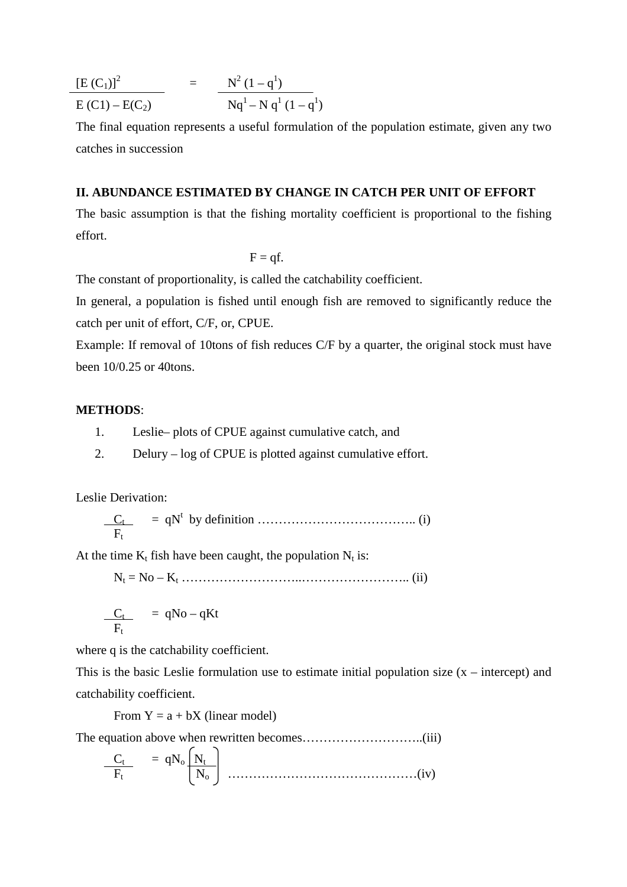$$\frac{[E(C_1)]^2}{E(C1) - E(C_2)} = \frac{N^2(1 - q^1)}{Nq^1 - N q^1 (1 - q^1)}$$

The final equation represents a useful formulation of the population estimate, given any two catches in succession

**II. ABUNDANCE ESTIMATED BY CHANGE IN CATCH PER UNIT OF EFFORT**

The basic assumption is that the fishing mortality coefficient is proportional to the fishing effort.

$$F = qf.$$

The constant of proportionality, is called the catchability coefficient.

In general, a population is fished until enough fish are removed to significantly reduce the catch per unit of effort, C/F, or, CPUE.

Example: If removal of 10tons of fish reduces C/F by a quarter, the original stock must have been 10/0.25 or 40tons.

**METHODS**:

1. Leslie– plots of CPUE against cumulative catch, and
2. Delury – log of CPUE is plotted against cumulative effort.

Leslie Derivation:

$$\frac{C_t}{F_t} = qN^t \text{ by definition} \quad \text{.................................. (i)}$$

At the time $K_t$ fish have been caught, the population $N_t$ is:

$$N_t = No - K_t \quad \text{.................................................... (ii)}$$

$$\frac{C_t}{F_t} = qNo - qKt$$

where q is the catchability coefficient.

This is the basic Leslie formulation use to estimate initial population size (x – intercept) and catchability coefficient.

From $Y = a + bX$ (linear model)

The equation above when rewritten becomes..........................(iii)

$$\frac{C_t}{F_t} = qN_o\left(\frac{N_t}{N_o}\right) \quad \text{.........................................(iv)}$$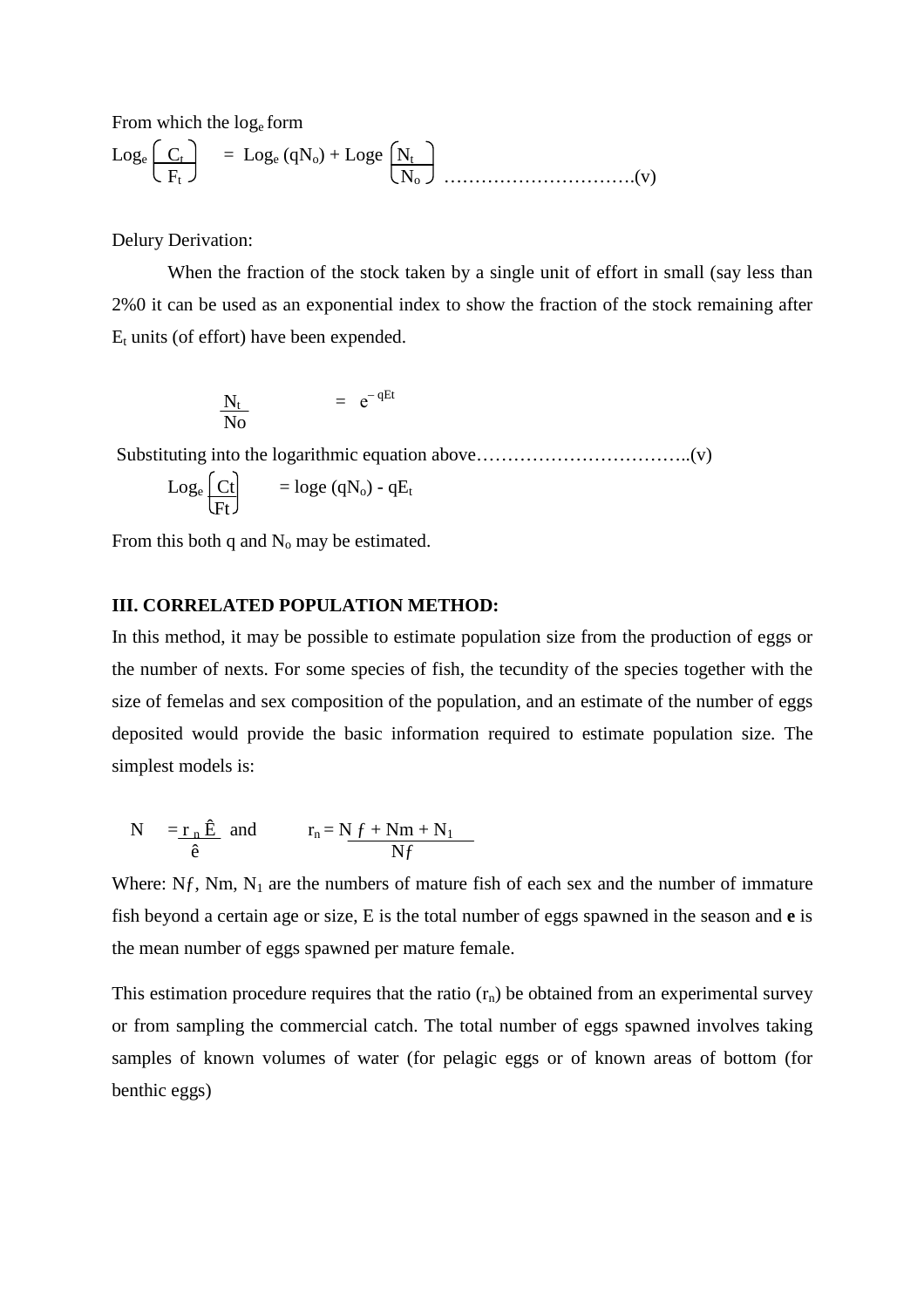From which the $\log_e$ form

$$\text{Log}_e\left(\frac{C_t}{F_t}\right) = \text{Log}_e(qN_o) + \text{Loge}\left(\frac{N_t}{N_o}\right) \quad \text{…………………………….(v)}$$

Delury Derivation:

When the fraction of the stock taken by a single unit of effort in small (say less than 2%0 it can be used as an exponential index to show the fraction of the stock remaining after $E_t$ units (of effort) have been expended.

$$\frac{N_t}{No} = e^{-qEt}$$

Substituting into the logarithmic equation above……………………………..(v)

$$\text{Log}_e\left(\frac{Ct}{Ft}\right) = \text{loge}(qN_o) - qE_t$$

From this both q and $N_o$ may be estimated.

**III. CORRELATED POPULATION METHOD:**

In this method, it may be possible to estimate population size from the production of eggs or the number of nexts. For some species of fish, the tecundity of the species together with the size of femelas and sex composition of the population, and an estimate of the number of eggs deposited would provide the basic information required to estimate population size. The simplest models is:

$$N = \frac{r_n \hat{E}}{\hat{e}} \quad \text{and} \quad r_n = \frac{Nf + Nm + N_1}{Nf}$$

Where: $Nf$, $Nm$, $N_1$ are the numbers of mature fish of each sex and the number of immature fish beyond a certain age or size, E is the total number of eggs spawned in the season and **e** is the mean number of eggs spawned per mature female.

This estimation procedure requires that the ratio ($r_n$) be obtained from an experimental survey or from sampling the commercial catch. The total number of eggs spawned involves taking samples of known volumes of water (for pelagic eggs or of known areas of bottom (for benthic eggs)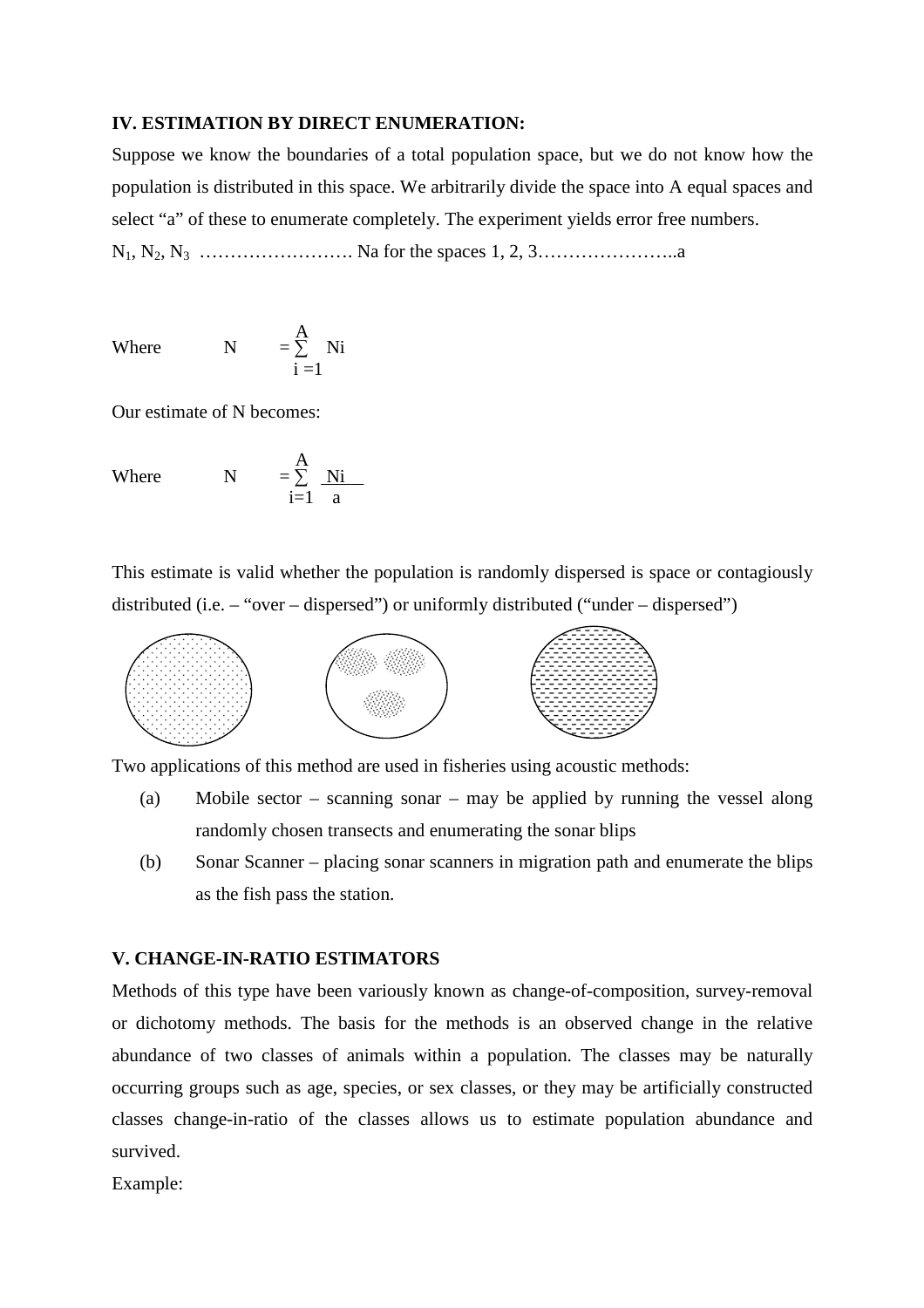**IV. ESTIMATION BY DIRECT ENUMERATION:**

Suppose we know the boundaries of a total population space, but we do not know how the population is distributed in this space. We arbitrarily divide the space into A equal spaces and select "a" of these to enumerate completely. The experiment yields error free numbers.

$N_1, N_2, N_3$ ……………………. Na for the spaces 1, 2, 3…………………..a

Where $N = \sum_{i=1}^{A} Ni$

Our estimate of N becomes:

Where $N = \sum_{i=1}^{A} \frac{Ni}{a}$

This estimate is valid whether the population is randomly dispersed is space or contagiously distributed (i.e. – "over – dispersed") or uniformly distributed ("under – dispersed")

Two applications of this method are used in fisheries using acoustic methods:

(a) Mobile sector – scanning sonar – may be applied by running the vessel along randomly chosen transects and enumerating the sonar blips

(b) Sonar Scanner – placing sonar scanners in migration path and enumerate the blips as the fish pass the station.

**V. CHANGE-IN-RATIO ESTIMATORS**

Methods of this type have been variously known as change-of-composition, survey-removal or dichotomy methods. The basis for the methods is an observed change in the relative abundance of two classes of animals within a population. The classes may be naturally occurring groups such as age, species, or sex classes, or they may be artificially constructed classes change-in-ratio of the classes allows us to estimate population abundance and survived.

Example: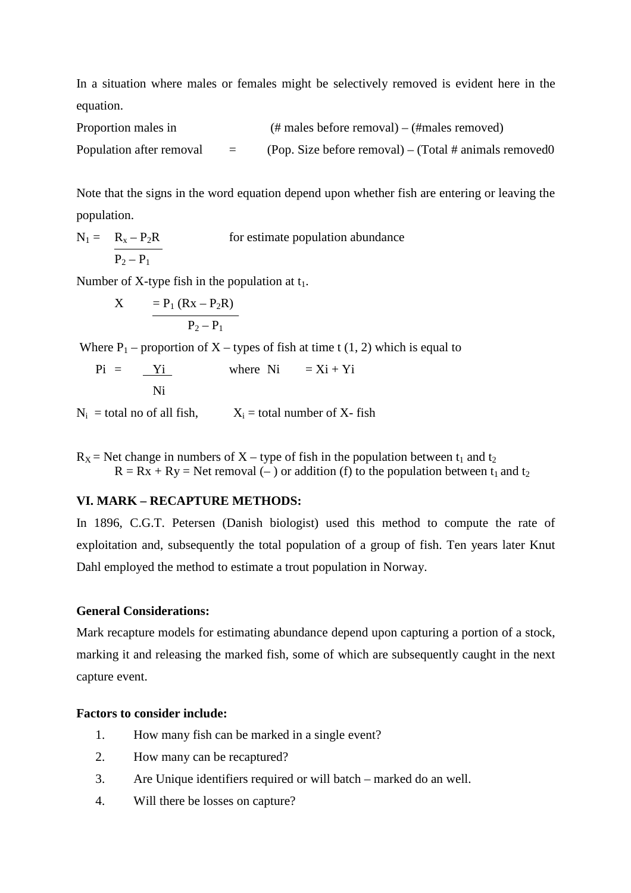In a situation where males or females might be selectively removed is evident here in the equation.

$$\text{Proportion males in Population after removal} = \frac{(\text{\# males before removal}) - (\text{\#males removed})}{(\text{Pop. Size before removal}) - (\text{Total \# animals removed0}}$$

Note that the signs in the word equation depend upon whether fish are entering or leaving the population.

$$N_1 = \frac{R_x - P_2R}{P_2 - P_1} \quad \text{for estimate population abundance}$$

Number of X-type fish in the population at $t_1$.

$$X = \frac{P_1 (Rx - P_2R)}{P_2 - P_1}$$

Where $P_1$ – proportion of X – types of fish at time t (1, 2) which is equal to

$$Pi = \frac{Yi}{Ni} \quad \text{where } Ni = Xi + Yi$$

$N_i$ = total no of all fish, $X_i$ = total number of X- fish

$R_X$ = Net change in numbers of X – type of fish in the population between $t_1$ and $t_2$

$R = Rx + Ry$ = Net removal (– ) or addition (f) to the population between $t_1$ and $t_2$

## VI. MARK – RECAPTURE METHODS:

In 1896, C.G.T. Petersen (Danish biologist) used this method to compute the rate of exploitation and, subsequently the total population of a group of fish. Ten years later Knut Dahl employed the method to estimate a trout population in Norway.

**General Considerations:**

Mark recapture models for estimating abundance depend upon capturing a portion of a stock, marking it and releasing the marked fish, some of which are subsequently caught in the next capture event.

**Factors to consider include:**

1. How many fish can be marked in a single event?
2. How many can be recaptured?
3. Are Unique identifiers required or will batch – marked do an well.
4. Will there be losses on capture?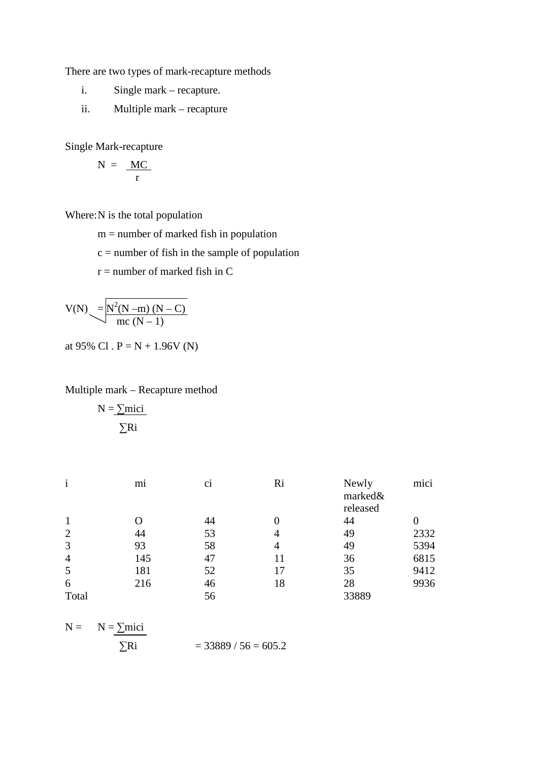There are two types of mark-recapture methods

i. Single mark – recapture.
ii. Multiple mark – recapture

Single Mark-recapture

$$N = \frac{MC}{r}$$

Where: N is the total population

m = number of marked fish in population

c = number of fish in the sample of population

r = number of marked fish in C

$$V(N) = \sqrt{\frac{N^2(N - m)(N - C)}{mc(N - 1)}}$$

at 95% Cl . P = N + 1.96V (N)

Multiple mark – Recapture method

$$N = \frac{\sum m_i c_i}{\sum R_i}$$

| i | mi | ci | Ri | Newly marked& released | mici |
|---|---|---|---|---|---|
| 1 | O | 44 | 0 | 44 | 0 |
| 2 | 44 | 53 | 4 | 49 | 2332 |
| 3 | 93 | 58 | 4 | 49 | 5394 |
| 4 | 145 | 47 | 11 | 36 | 6815 |
| 5 | 181 | 52 | 17 | 35 | 9412 |
| 6 | 216 | 46 | 18 | 28 | 9936 |
| Total | | 56 | | 33889 | |

$$N = \quad N = \frac{\sum m_i c_i}{\sum R_i} = 33889 / 56 = 605.2$$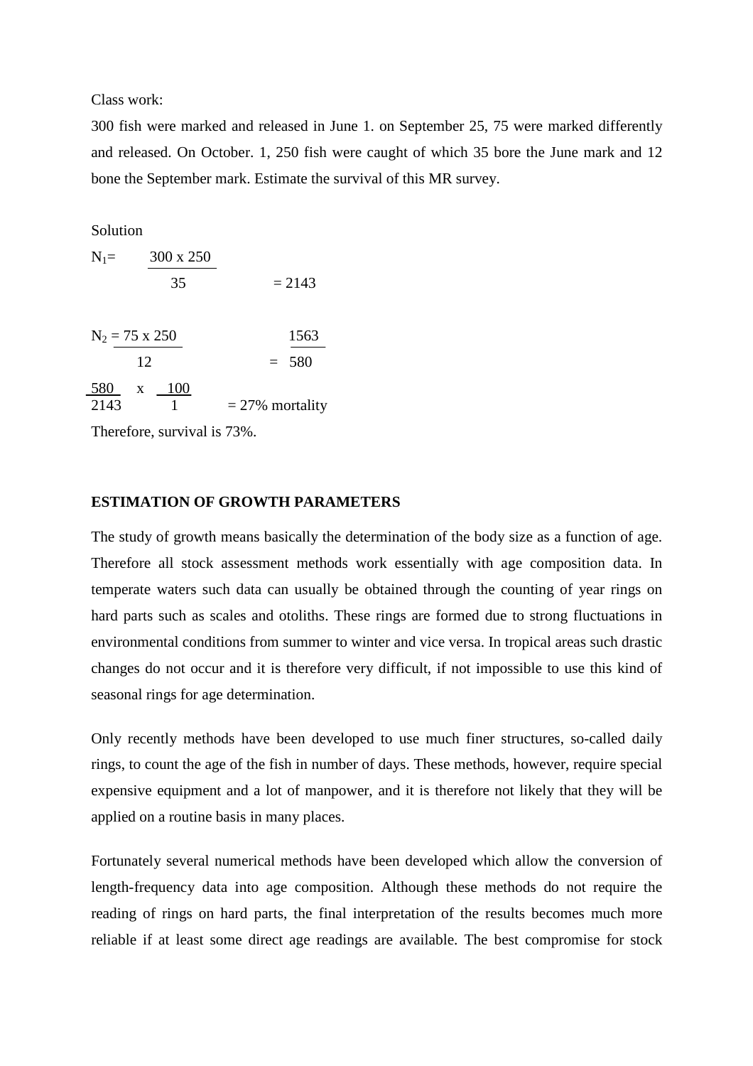Class work:

300 fish were marked and released in June 1. on September 25, 75 were marked differently and released. On October. 1, 250 fish were caught of which 35 bore the June mark and 12 bone the September mark. Estimate the survival of this MR survey.

Solution

$$N_1 = \frac{300 \times 250}{35} = 2143$$

$$N_2 = \frac{75 \times 250}{12} = \frac{1563}{580}$$

$$\frac{580}{2143} \times \frac{100}{1} = 27\% \text{ mortality}$$

Therefore, survival is 73%.

**ESTIMATION OF GROWTH PARAMETERS**

The study of growth means basically the determination of the body size as a function of age. Therefore all stock assessment methods work essentially with age composition data. In temperate waters such data can usually be obtained through the counting of year rings on hard parts such as scales and otoliths. These rings are formed due to strong fluctuations in environmental conditions from summer to winter and vice versa. In tropical areas such drastic changes do not occur and it is therefore very difficult, if not impossible to use this kind of seasonal rings for age determination.

Only recently methods have been developed to use much finer structures, so-called daily rings, to count the age of the fish in number of days. These methods, however, require special expensive equipment and a lot of manpower, and it is therefore not likely that they will be applied on a routine basis in many places.

Fortunately several numerical methods have been developed which allow the conversion of length-frequency data into age composition. Although these methods do not require the reading of rings on hard parts, the final interpretation of the results becomes much more reliable if at least some direct age readings are available. The best compromise for stock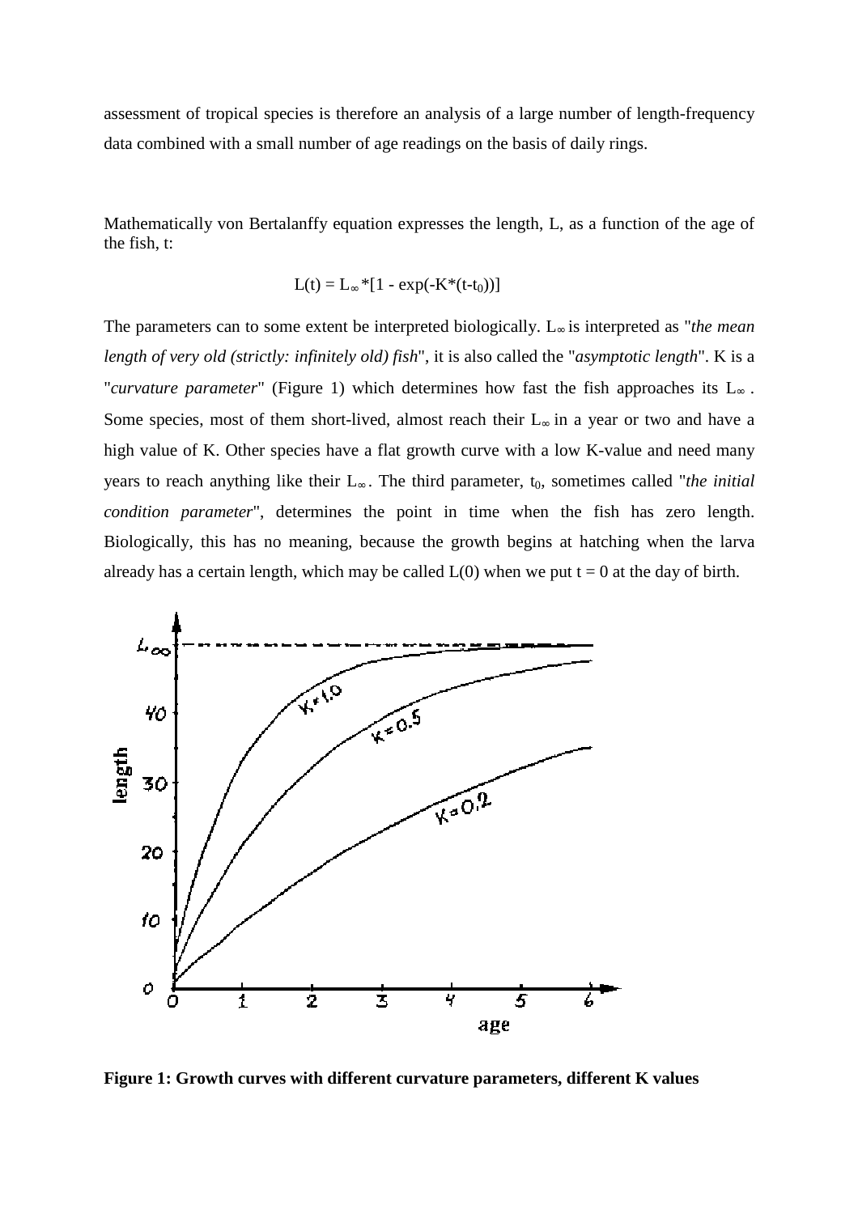assessment of tropical species is therefore an analysis of a large number of length-frequency data combined with a small number of age readings on the basis of daily rings.

Mathematically von Bertalanffy equation expresses the length, L, as a function of the age of the fish, t:

$$L(t) = L_{\infty} * [1 - \exp(-K * (t - t_0))]$$

The parameters can to some extent be interpreted biologically. $L_{\infty}$ is interpreted as "*the mean length of very old (strictly: infinitely old) fish*", it is also called the "*asymptotic length*". K is a "*curvature parameter*" (Figure 1) which determines how fast the fish approaches its $L_{\infty}$. Some species, most of them short-lived, almost reach their $L_{\infty}$ in a year or two and have a high value of K. Other species have a flat growth curve with a low K-value and need many years to reach anything like their $L_{\infty}$. The third parameter, $t_0$, sometimes called "*the initial condition parameter*", determines the point in time when the fish has zero length. Biologically, this has no meaning, because the growth begins at hatching when the larva already has a certain length, which may be called L(0) when we put t = 0 at the day of birth.

**Figure 1: Growth curves with different curvature parameters, different K values**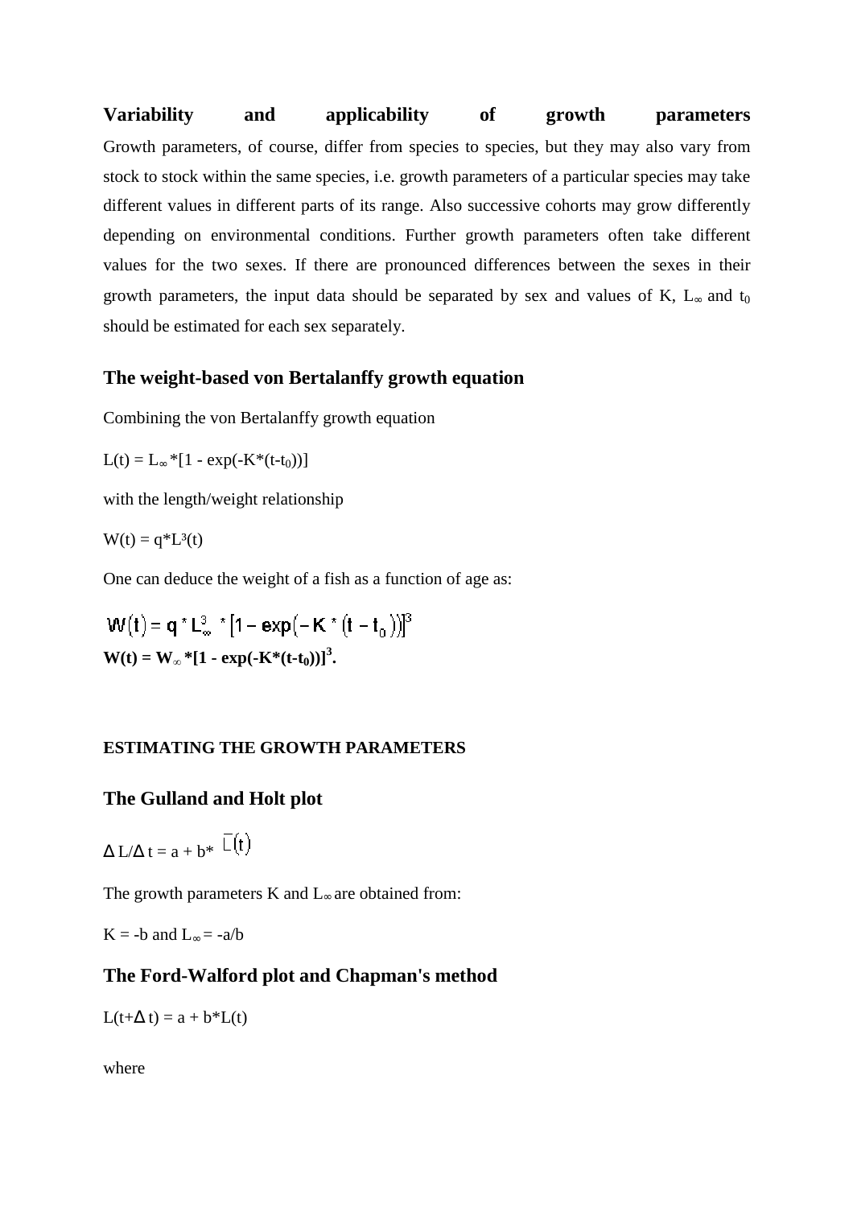**Variability and applicability of growth parameters**

Growth parameters, of course, differ from species to species, but they may also vary from stock to stock within the same species, i.e. growth parameters of a particular species may take different values in different parts of its range. Also successive cohorts may grow differently depending on environmental conditions. Further growth parameters often take different values for the two sexes. If there are pronounced differences between the sexes in their growth parameters, the input data should be separated by sex and values of K, $L_\infty$ and $t_0$ should be estimated for each sex separately.

## The weight-based von Bertalanffy growth equation

Combining the von Bertalanffy growth equation

$$L(t) = L_\infty * [1 - \exp(-K*(t-t_0))]$$

with the length/weight relationship

$$W(t) = q*L^3(t)$$

One can deduce the weight of a fish as a function of age as:

$$W(t) = q * L_\infty^3 * [1 - \exp(-K*(t-t_0))]^3$$

$$\mathbf{W(t) = W_\infty * [1 - \exp(-K*(t-t_0))]^3.}$$

#### ESTIMATING THE GROWTH PARAMETERS

## The Gulland and Holt plot

$$\Delta L/\Delta t = a + b*\bar{L}(t)$$

The growth parameters K and $L_\infty$ are obtained from:

$K = -b$ and $L_\infty = -a/b$

## The Ford-Walford plot and Chapman's method

$$L(t+\Delta t) = a + b*L(t)$$

where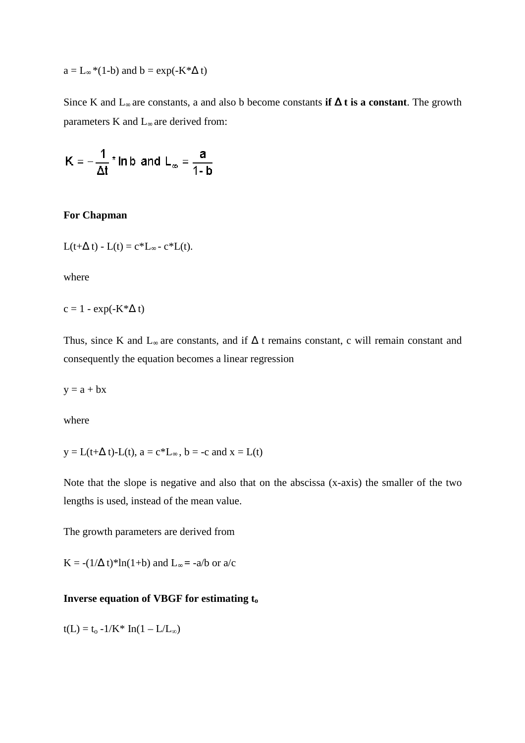$a = L_\infty*(1-b)$ and $b = \exp(-K*\Delta t)$

Since K and $L_\infty$ are constants, a and also b become constants **if Δ t is a constant**. The growth parameters K and $L_\infty$ are derived from:

$$K = -\frac{1}{\Delta t} * \ln b \text{ and } L_\infty = \frac{a}{1-b}$$

**For Chapman**

$L(t+\Delta t) - L(t) = c*L_\infty - c*L(t)$.

where

$c = 1 - \exp(-K*\Delta t)$

Thus, since K and $L_\infty$ are constants, and if Δ t remains constant, c will remain constant and consequently the equation becomes a linear regression

$y = a + bx$

where

$y = L(t+\Delta t)-L(t)$, $a = c*L_\infty$, $b = -c$ and $x = L(t)$

Note that the slope is negative and also that on the abscissa (x-axis) the smaller of the two lengths is used, instead of the mean value.

The growth parameters are derived from

$K = -(1/\Delta t)*\ln(1+b)$ and $L_\infty = -a/b$ or $a/c$

**Inverse equation of VBGF for estimating $t_o$**

$t(L) = t_o -1/K* \ln(1 - L/L_\infty)$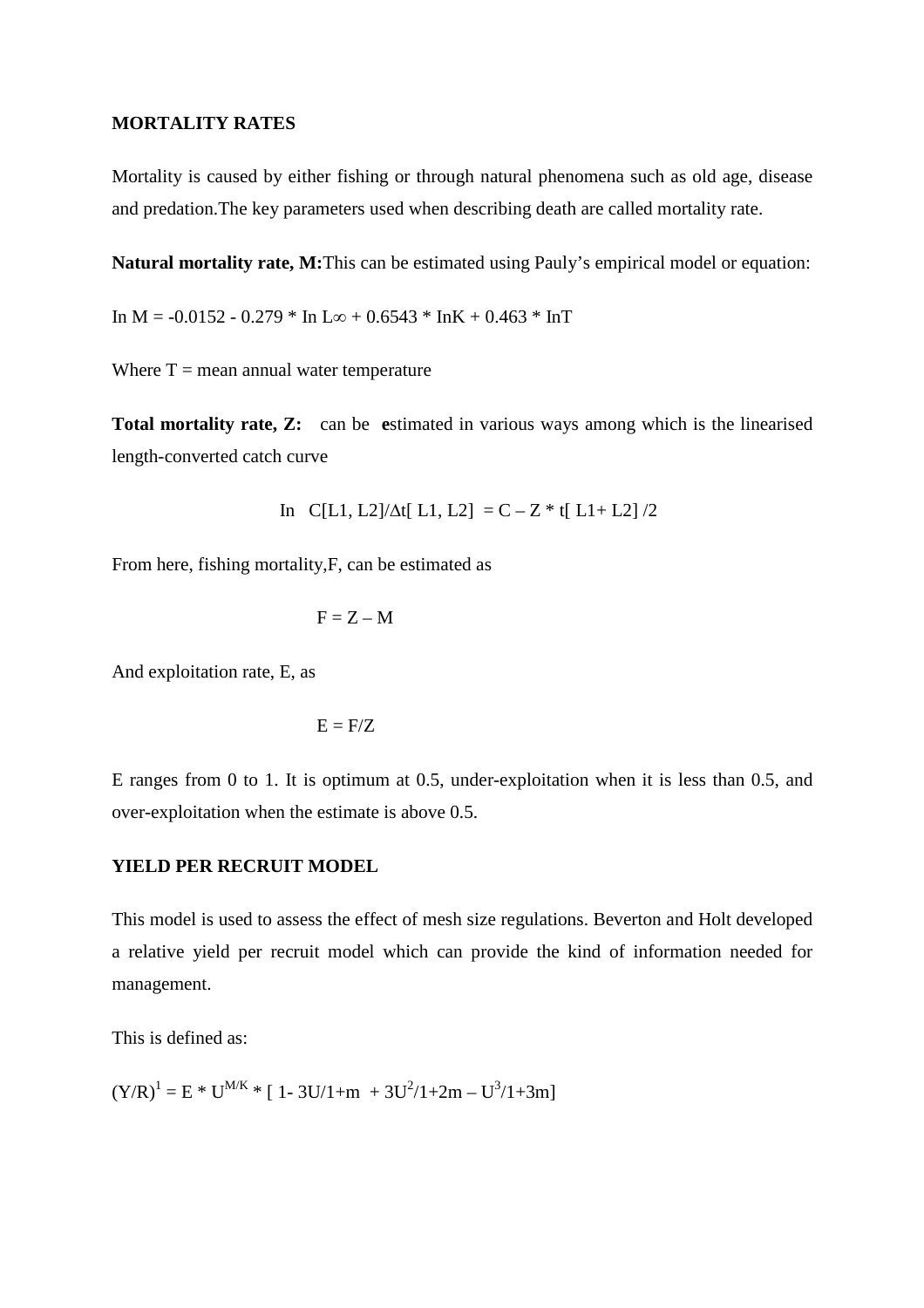**MORTALITY RATES**

Mortality is caused by either fishing or through natural phenomena such as old age, disease and predation.The key parameters used when describing death are called mortality rate.

**Natural mortality rate, M:**This can be estimated using Pauly's empirical model or equation:

$$\text{In } M = -0.0152 - 0.279 * \text{In } L\infty + 0.6543 * \text{In}K + 0.463 * \text{In}T$$

Where T = mean annual water temperature

**Total mortality rate, Z:** can be **e**stimated in various ways among which is the linearised length-converted catch curve

$$\text{In } C[L1, L2]/\Delta t[L1, L2] = C - Z * t[L1+ L2]/2$$

From here, fishing mortality,F, can be estimated as

$$F = Z - M$$

And exploitation rate, E, as

$$E = F/Z$$

E ranges from 0 to 1. It is optimum at 0.5, under-exploitation when it is less than 0.5, and over-exploitation when the estimate is above 0.5.

**YIELD PER RECRUIT MODEL**

This model is used to assess the effect of mesh size regulations. Beverton and Holt developed a relative yield per recruit model which can provide the kind of information needed for management.

This is defined as:

$$(Y/R)^1 = E * U^{M/K} * [1- 3U/1+m + 3U^2/1+2m - U^3/1+3m]$$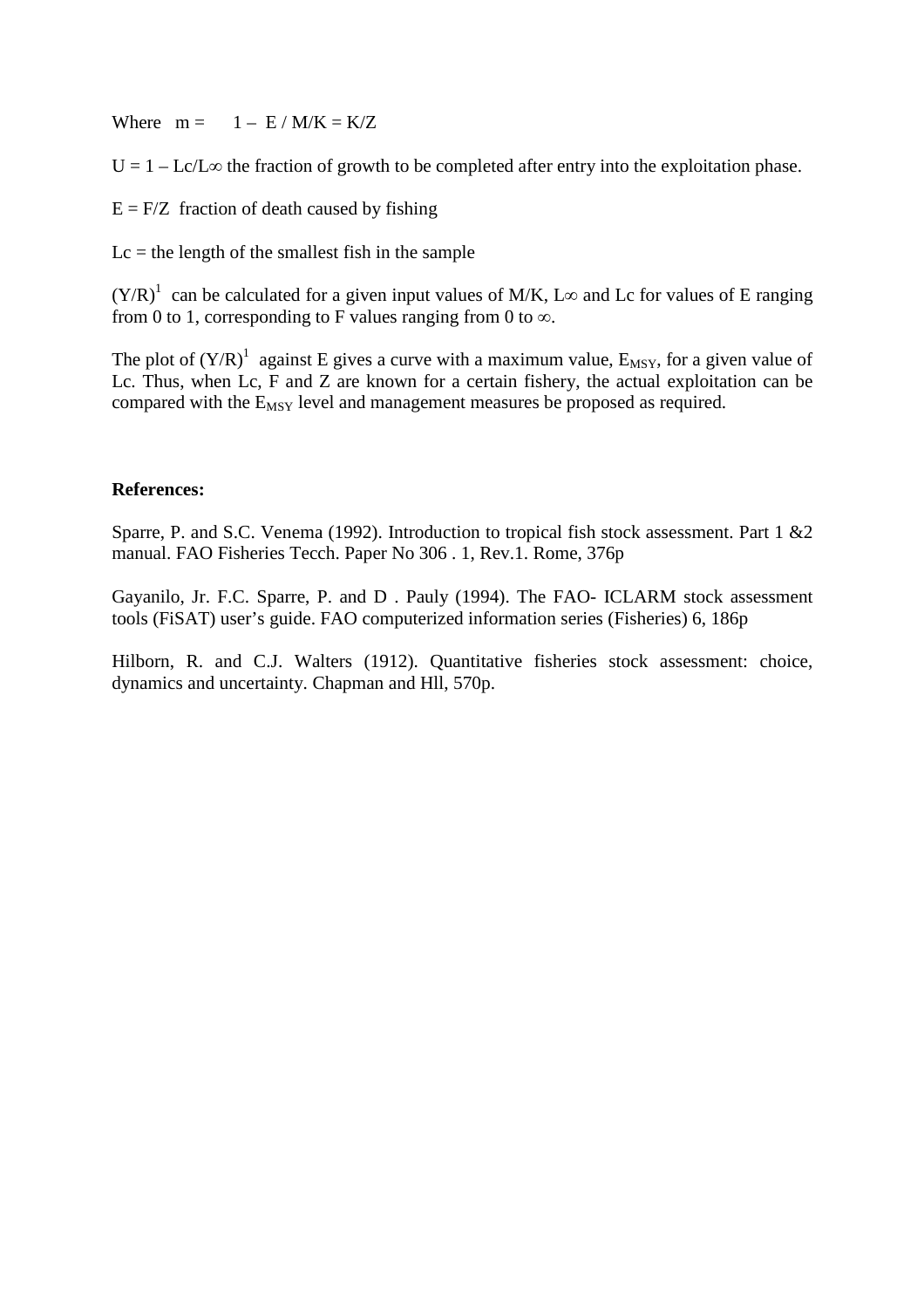Where $m = \frac{1 - E}{M/K} = K/Z$

$U = 1 - Lc/L\infty$ the fraction of growth to be completed after entry into the exploitation phase.

$E = F/Z$ fraction of death caused by fishing

Lc = the length of the smallest fish in the sample

$(Y/R)^1$ can be calculated for a given input values of M/K, $L\infty$ and Lc for values of E ranging from 0 to 1, corresponding to F values ranging from 0 to $\infty$.

The plot of $(Y/R)^1$ against E gives a curve with a maximum value, $E_{MSY}$, for a given value of Lc. Thus, when Lc, F and Z are known for a certain fishery, the actual exploitation can be compared with the $E_{MSY}$ level and management measures be proposed as required.

**References:**

Sparre, P. and S.C. Venema (1992). Introduction to tropical fish stock assessment. Part 1 &2 manual. FAO Fisheries Tecch. Paper No 306 . 1, Rev.1. Rome, 376p

Gayanilo, Jr. F.C. Sparre, P. and D . Pauly (1994). The FAO- ICLARM stock assessment tools (FiSAT) user's guide. FAO computerized information series (Fisheries) 6, 186p

Hilborn, R. and C.J. Walters (1912). Quantitative fisheries stock assessment: choice, dynamics and uncertainty. Chapman and Hll, 570p.